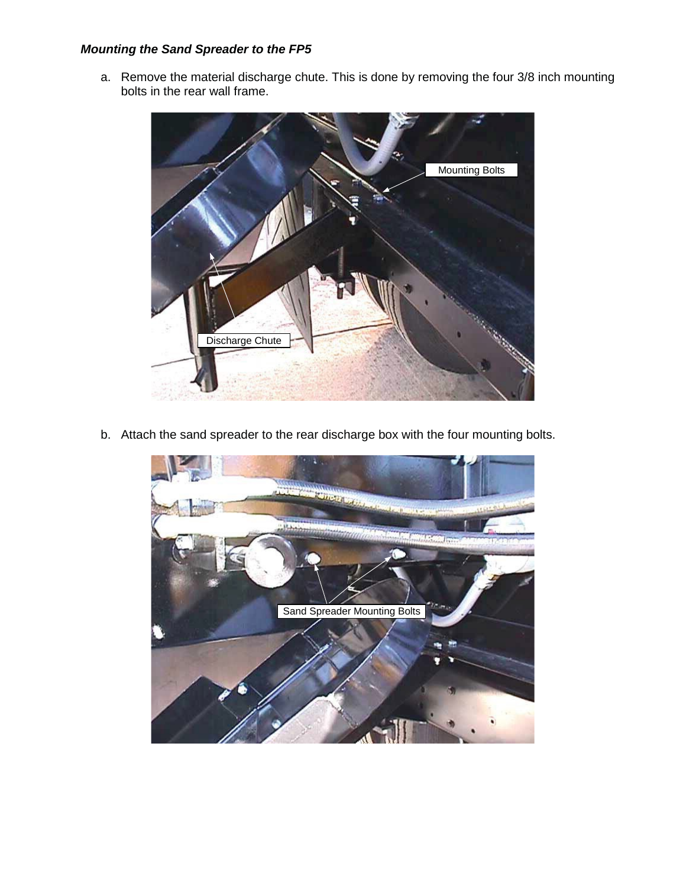***Mounting the Sand Spreader to the FP5***

a. Remove the material discharge chute. This is done by removing the four 3/8 inch mounting bolts in the rear wall frame.

b. Attach the sand spreader to the rear discharge box with the four mounting bolts.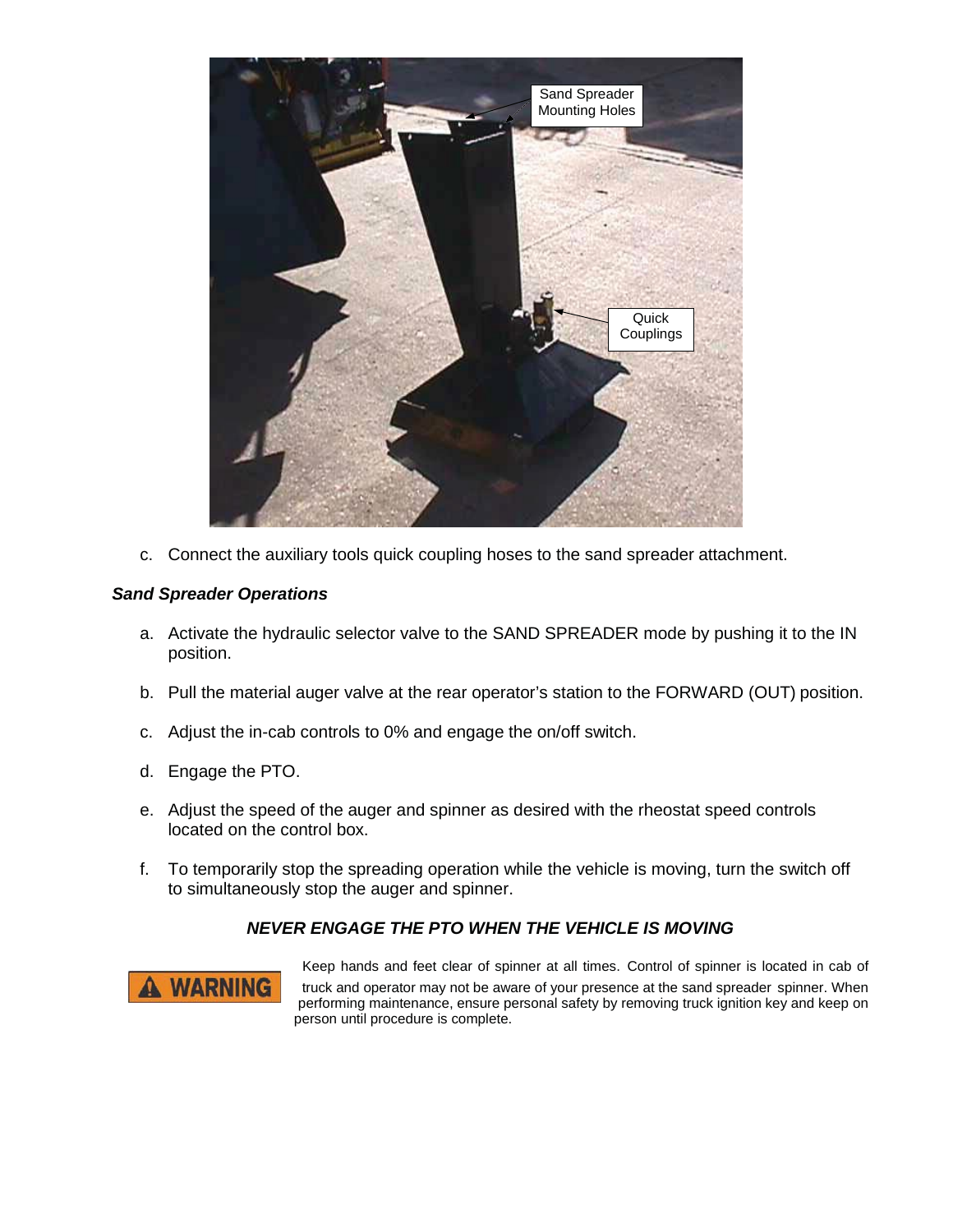c. Connect the auxiliary tools quick coupling hoses to the sand spreader attachment.

### *Sand Spreader Operations*

a. Activate the hydraulic selector valve to the SAND SPREADER mode by pushing it to the IN position.

b. Pull the material auger valve at the rear operator's station to the FORWARD (OUT) position.

c. Adjust the in-cab controls to 0% and engage the on/off switch.

d. Engage the PTO.

e. Adjust the speed of the auger and spinner as desired with the rheostat speed controls located on the control box.

f. To temporarily stop the spreading operation while the vehicle is moving, turn the switch off to simultaneously stop the auger and spinner.

***NEVER ENGAGE THE PTO WHEN THE VEHICLE IS MOVING***

**WARNING**

Keep hands and feet clear of spinner at all times. Control of spinner is located in cab of truck and operator may not be aware of your presence at the sand spreader spinner. When performing maintenance, ensure personal safety by removing truck ignition key and keep on person until procedure is complete.